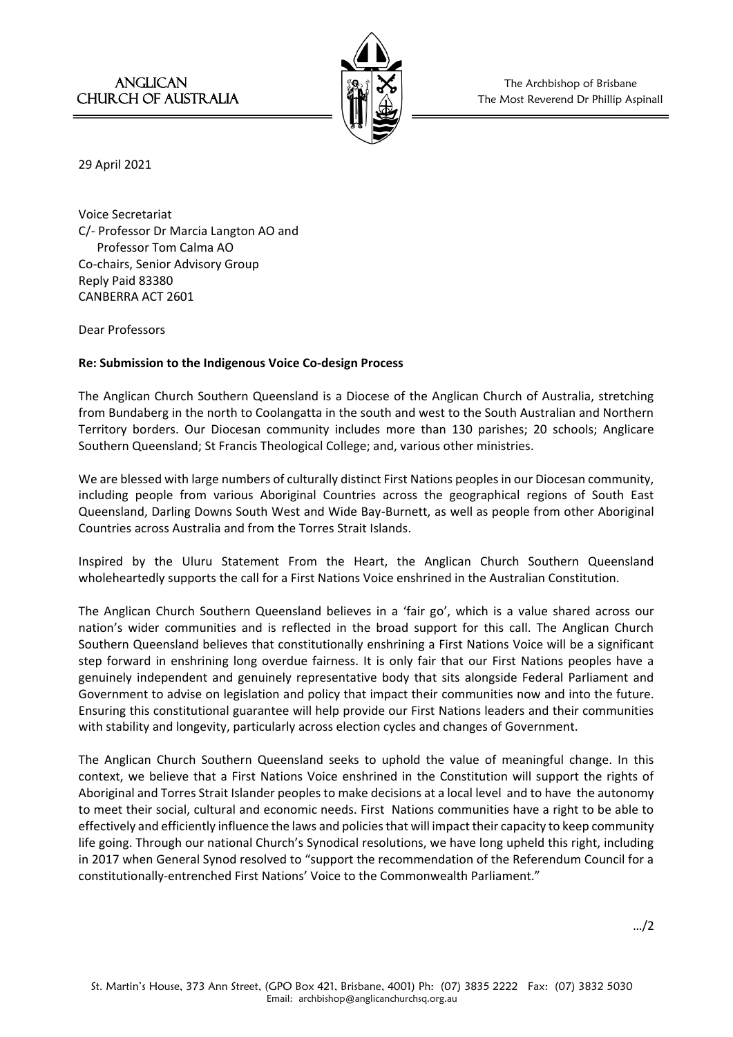ANGLICAN CHURCH OF AUSTRALIA

The Archbishop of Brisbane
The Most Reverend Dr Phillip Aspinall

29 April 2021

Voice Secretariat
C/- Professor Dr Marcia Langton AO and
Professor Tom Calma AO
Co-chairs, Senior Advisory Group
Reply Paid 83380
CANBERRA ACT 2601

Dear Professors

**Re: Submission to the Indigenous Voice Co-design Process**

The Anglican Church Southern Queensland is a Diocese of the Anglican Church of Australia, stretching from Bundaberg in the north to Coolangatta in the south and west to the South Australian and Northern Territory borders. Our Diocesan community includes more than 130 parishes; 20 schools; Anglicare Southern Queensland; St Francis Theological College; and, various other ministries.

We are blessed with large numbers of culturally distinct First Nations peoples in our Diocesan community, including people from various Aboriginal Countries across the geographical regions of South East Queensland, Darling Downs South West and Wide Bay-Burnett, as well as people from other Aboriginal Countries across Australia and from the Torres Strait Islands.

Inspired by the Uluru Statement From the Heart, the Anglican Church Southern Queensland wholeheartedly supports the call for a First Nations Voice enshrined in the Australian Constitution.

The Anglican Church Southern Queensland believes in a 'fair go', which is a value shared across our nation's wider communities and is reflected in the broad support for this call. The Anglican Church Southern Queensland believes that constitutionally enshrining a First Nations Voice will be a significant step forward in enshrining long overdue fairness. It is only fair that our First Nations peoples have a genuinely independent and genuinely representative body that sits alongside Federal Parliament and Government to advise on legislation and policy that impact their communities now and into the future. Ensuring this constitutional guarantee will help provide our First Nations leaders and their communities with stability and longevity, particularly across election cycles and changes of Government.

The Anglican Church Southern Queensland seeks to uphold the value of meaningful change. In this context, we believe that a First Nations Voice enshrined in the Constitution will support the rights of Aboriginal and Torres Strait Islander peoples to make decisions at a local level and to have the autonomy to meet their social, cultural and economic needs. First Nations communities have a right to be able to effectively and efficiently influence the laws and policies that will impact their capacity to keep community life going. Through our national Church's Synodical resolutions, we have long upheld this right, including in 2017 when General Synod resolved to "support the recommendation of the Referendum Council for a constitutionally-entrenched First Nations' Voice to the Commonwealth Parliament."

.../2

St. Martin's House, 373 Ann Street, (GPO Box 421, Brisbane, 4001) Ph: (07) 3835 2222 Fax: (07) 3832 5030
Email: archbishop@anglicanchurchsq.org.au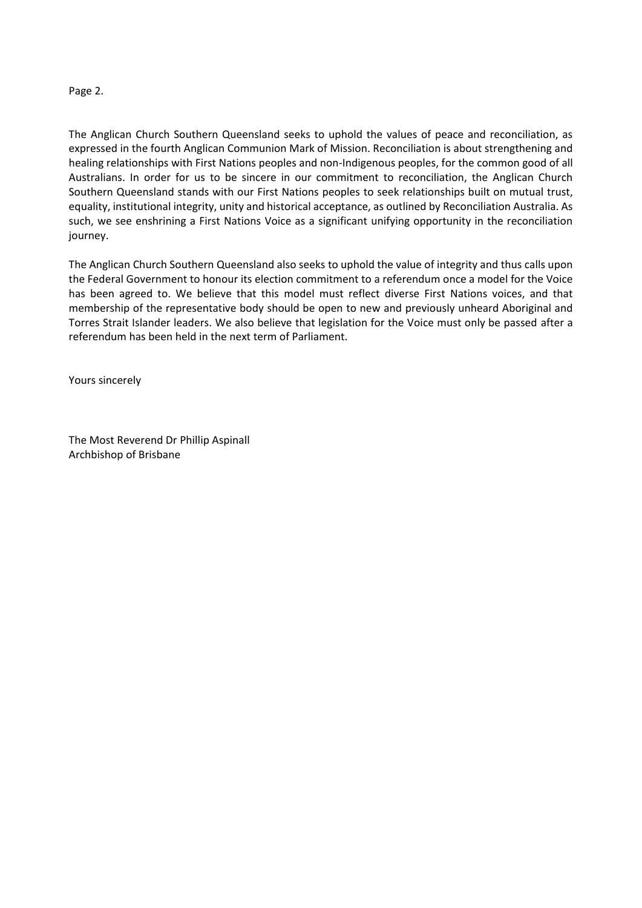The Anglican Church Southern Queensland seeks to uphold the values of peace and reconciliation, as expressed in the fourth Anglican Communion Mark of Mission. Reconciliation is about strengthening and healing relationships with First Nations peoples and non-Indigenous peoples, for the common good of all Australians. In order for us to be sincere in our commitment to reconciliation, the Anglican Church Southern Queensland stands with our First Nations peoples to seek relationships built on mutual trust, equality, institutional integrity, unity and historical acceptance, as outlined by Reconciliation Australia. As such, we see enshrining a First Nations Voice as a significant unifying opportunity in the reconciliation journey.

The Anglican Church Southern Queensland also seeks to uphold the value of integrity and thus calls upon the Federal Government to honour its election commitment to a referendum once a model for the Voice has been agreed to. We believe that this model must reflect diverse First Nations voices, and that membership of the representative body should be open to new and previously unheard Aboriginal and Torres Strait Islander leaders. We also believe that legislation for the Voice must only be passed after a referendum has been held in the next term of Parliament.

Yours sincerely

The Most Reverend Dr Phillip Aspinall
Archbishop of Brisbane